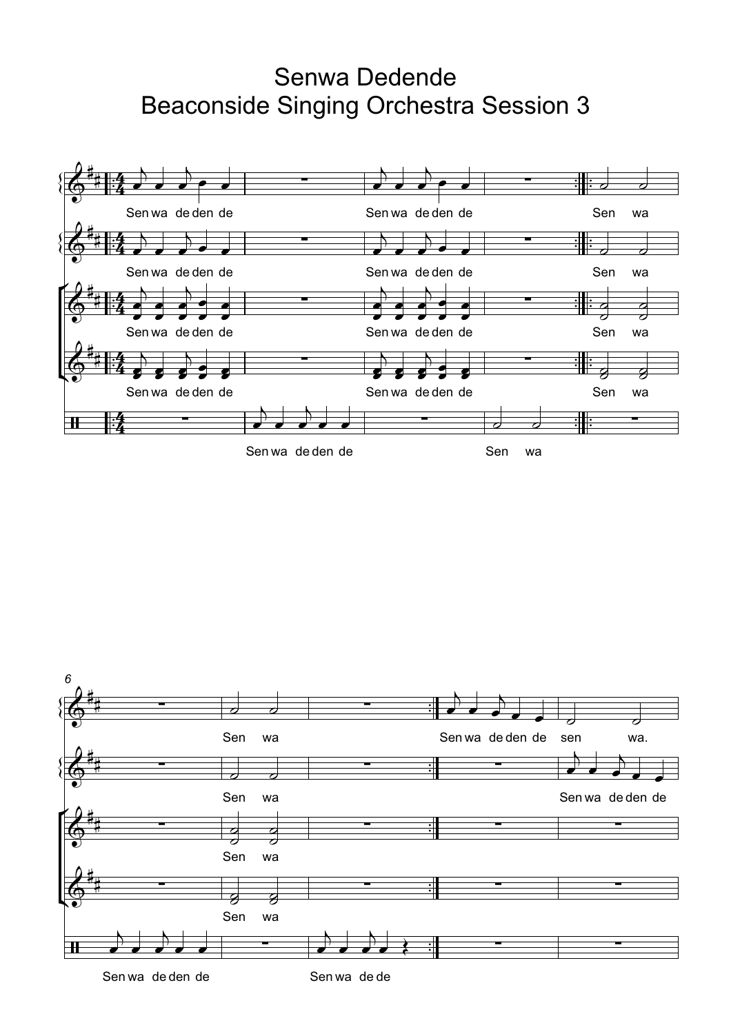# Senwa Dedende
## Beaconside Singing Orchestra Session 3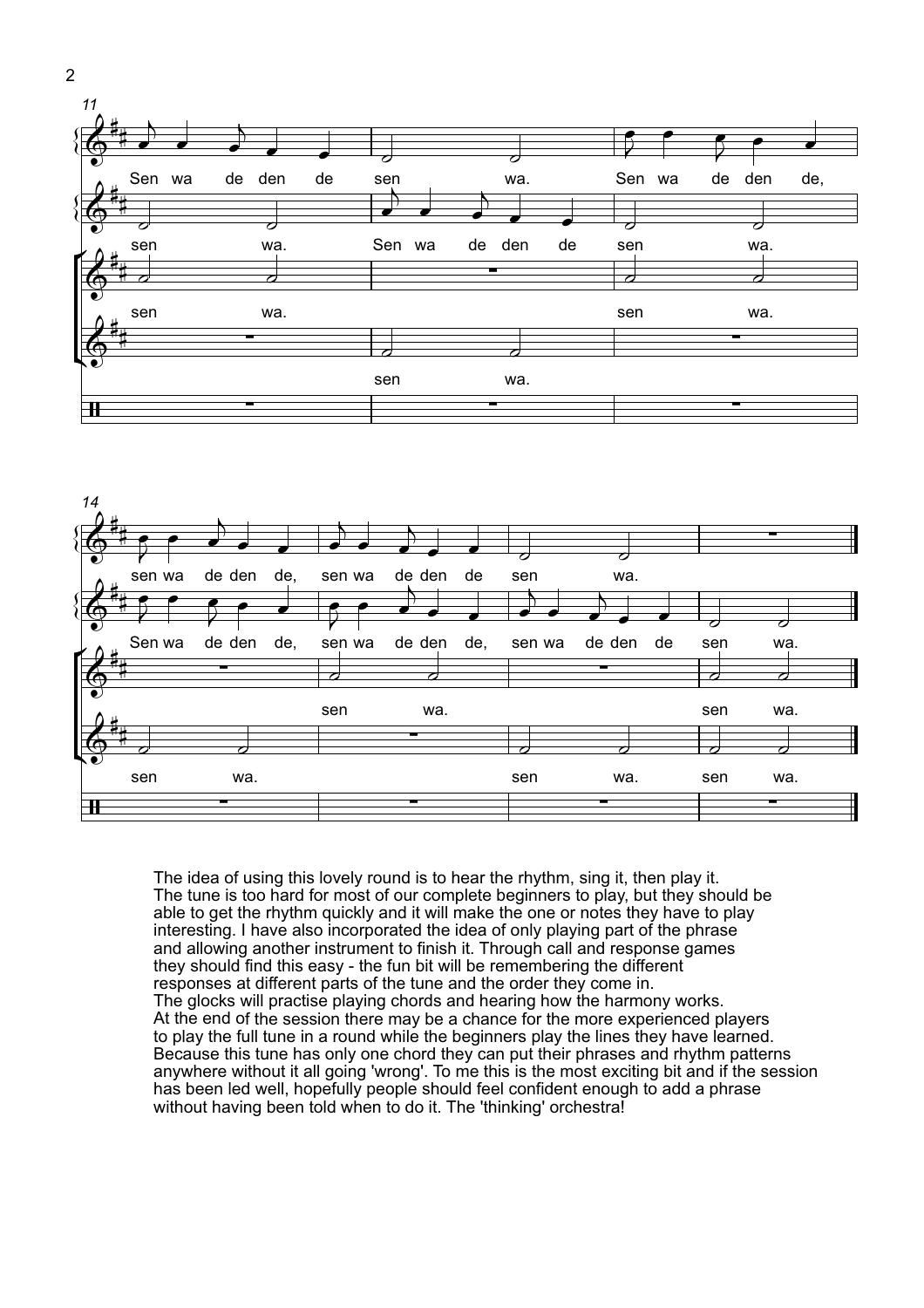The idea of using this lovely round is to hear the rhythm, sing it, then play it.
The tune is too hard for most of our complete beginners to play, but they should be able to get the rhythm quickly and it will make the one or notes they have to play interesting. I have also incorporated the idea of only playing part of the phrase and allowing another instrument to finish it. Through call and response games they should find this easy - the fun bit will be remembering the different responses at different parts of the tune and the order they come in.
The glocks will practise playing chords and hearing how the harmony works.
At the end of the session there may be a chance for the more experienced players to play the full tune in a round while the beginners play the lines they have learned.
Because this tune has only one chord they can put their phrases and rhythm patterns anywhere without it all going 'wrong'. To me this is the most exciting bit and if the session has been led well, hopefully people should feel confident enough to add a phrase without having been told when to do it. The 'thinking' orchestra!